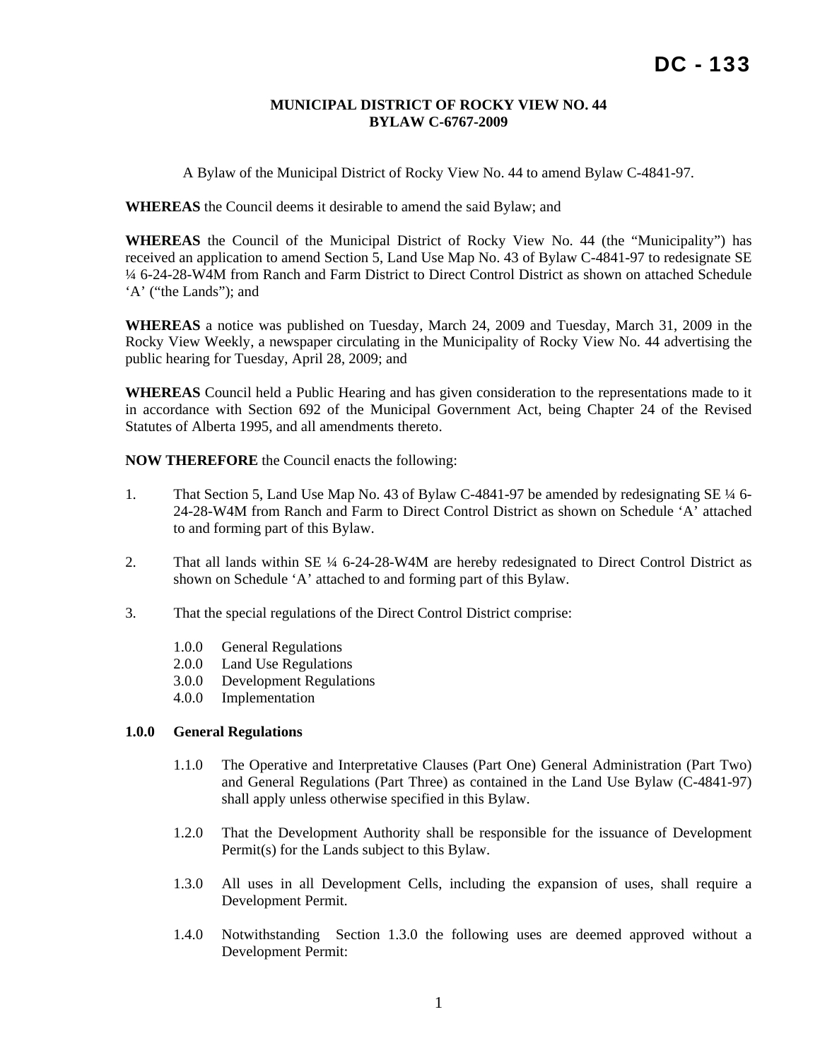# DC - 133

**MUNICIPAL DISTRICT OF ROCKY VIEW NO. 44**
**BYLAW C-6767-2009**

A Bylaw of the Municipal District of Rocky View No. 44 to amend Bylaw C-4841-97.

**WHEREAS** the Council deems it desirable to amend the said Bylaw; and

**WHEREAS** the Council of the Municipal District of Rocky View No. 44 (the "Municipality") has received an application to amend Section 5, Land Use Map No. 43 of Bylaw C-4841-97 to redesignate SE ¼ 6-24-28-W4M from Ranch and Farm District to Direct Control District as shown on attached Schedule 'A' ("the Lands"); and

**WHEREAS** a notice was published on Tuesday, March 24, 2009 and Tuesday, March 31, 2009 in the Rocky View Weekly, a newspaper circulating in the Municipality of Rocky View No. 44 advertising the public hearing for Tuesday, April 28, 2009; and

**WHEREAS** Council held a Public Hearing and has given consideration to the representations made to it in accordance with Section 692 of the Municipal Government Act, being Chapter 24 of the Revised Statutes of Alberta 1995, and all amendments thereto.

**NOW THEREFORE** the Council enacts the following:

1. That Section 5, Land Use Map No. 43 of Bylaw C-4841-97 be amended by redesignating SE ¼ 6-24-28-W4M from Ranch and Farm to Direct Control District as shown on Schedule 'A' attached to and forming part of this Bylaw.

2. That all lands within SE ¼ 6-24-28-W4M are hereby redesignated to Direct Control District as shown on Schedule 'A' attached to and forming part of this Bylaw.

3. That the special regulations of the Direct Control District comprise:

   1.0.0 General Regulations
   2.0.0 Land Use Regulations
   3.0.0 Development Regulations
   4.0.0 Implementation

**1.0.0 General Regulations**

1.1.0 The Operative and Interpretative Clauses (Part One) General Administration (Part Two) and General Regulations (Part Three) as contained in the Land Use Bylaw (C-4841-97) shall apply unless otherwise specified in this Bylaw.

1.2.0 That the Development Authority shall be responsible for the issuance of Development Permit(s) for the Lands subject to this Bylaw.

1.3.0 All uses in all Development Cells, including the expansion of uses, shall require a Development Permit.

1.4.0 Notwithstanding Section 1.3.0 the following uses are deemed approved without a Development Permit: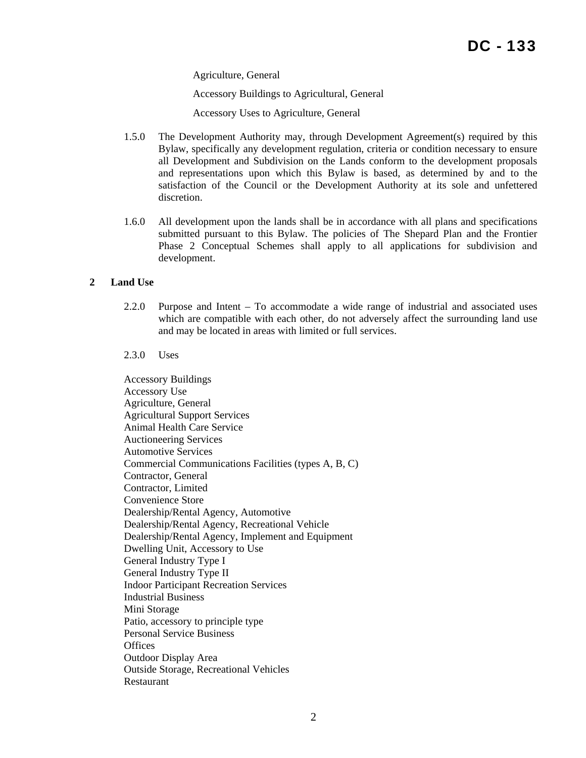Agriculture, General

Accessory Buildings to Agricultural, General

Accessory Uses to Agriculture, General

1.5.0 The Development Authority may, through Development Agreement(s) required by this Bylaw, specifically any development regulation, criteria or condition necessary to ensure all Development and Subdivision on the Lands conform to the development proposals and representations upon which this Bylaw is based, as determined by and to the satisfaction of the Council or the Development Authority at its sole and unfettered discretion.

1.6.0 All development upon the lands shall be in accordance with all plans and specifications submitted pursuant to this Bylaw. The policies of The Shepard Plan and the Frontier Phase 2 Conceptual Schemes shall apply to all applications for subdivision and development.

## 2 Land Use

2.2.0 Purpose and Intent – To accommodate a wide range of industrial and associated uses which are compatible with each other, do not adversely affect the surrounding land use and may be located in areas with limited or full services.

2.3.0 Uses

Accessory Buildings
Accessory Use
Agriculture, General
Agricultural Support Services
Animal Health Care Service
Auctioneering Services
Automotive Services
Commercial Communications Facilities (types A, B, C)
Contractor, General
Contractor, Limited
Convenience Store
Dealership/Rental Agency, Automotive
Dealership/Rental Agency, Recreational Vehicle
Dealership/Rental Agency, Implement and Equipment
Dwelling Unit, Accessory to Use
General Industry Type I
General Industry Type II
Indoor Participant Recreation Services
Industrial Business
Mini Storage
Patio, accessory to principle type
Personal Service Business
Offices
Outdoor Display Area
Outside Storage, Recreational Vehicles
Restaurant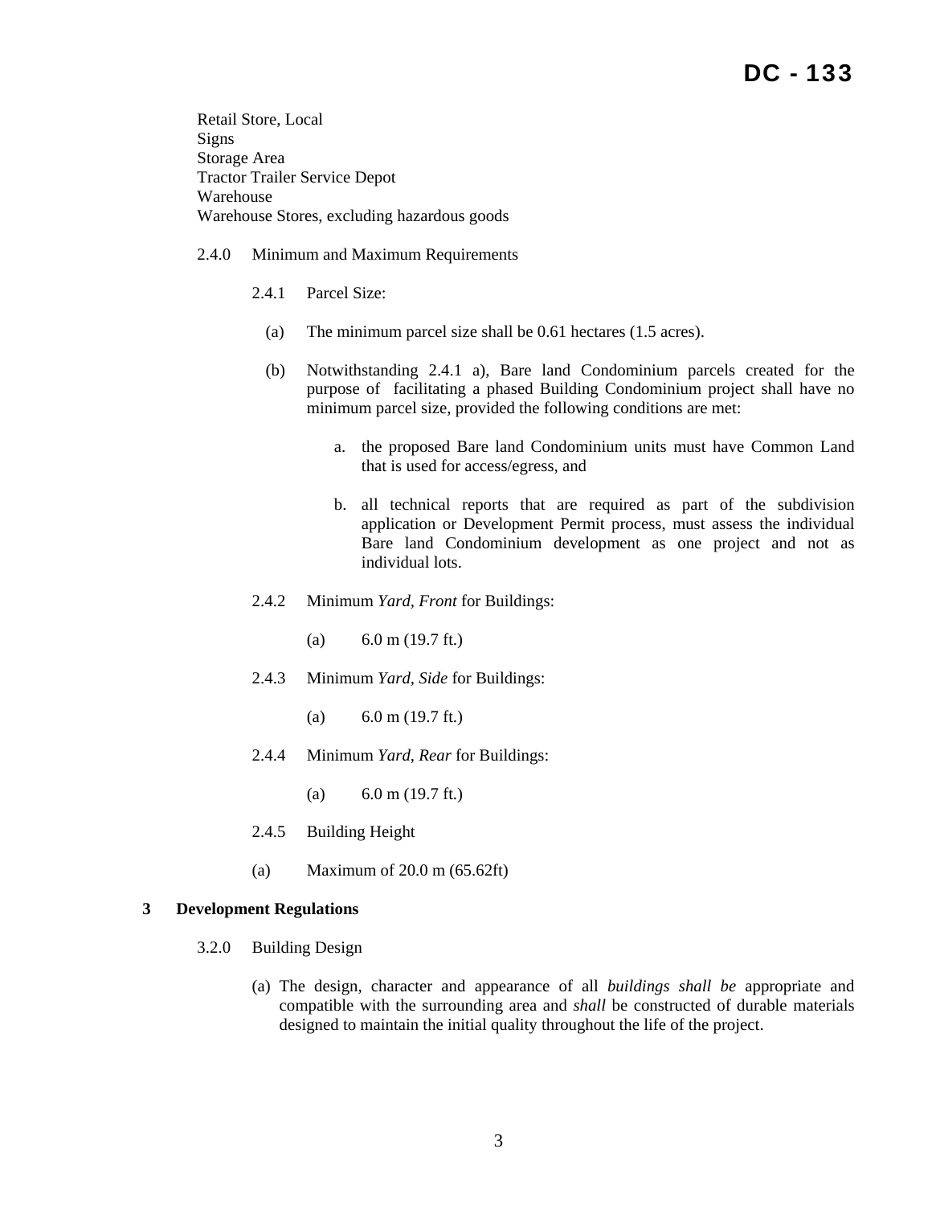Retail Store, Local
Signs
Storage Area
Tractor Trailer Service Depot
Warehouse
Warehouse Stores, excluding hazardous goods

2.4.0 Minimum and Maximum Requirements

2.4.1 Parcel Size:

(a) The minimum parcel size shall be 0.61 hectares (1.5 acres).

(b) Notwithstanding 2.4.1 a), Bare land Condominium parcels created for the purpose of facilitating a phased Building Condominium project shall have no minimum parcel size, provided the following conditions are met:

a. the proposed Bare land Condominium units must have Common Land that is used for access/egress, and

b. all technical reports that are required as part of the subdivision application or Development Permit process, must assess the individual Bare land Condominium development as one project and not as individual lots.

2.4.2 Minimum *Yard, Front* for Buildings:

(a) 6.0 m (19.7 ft.)

2.4.3 Minimum *Yard, Side* for Buildings:

(a) 6.0 m (19.7 ft.)

2.4.4 Minimum *Yard, Rear* for Buildings:

(a) 6.0 m (19.7 ft.)

2.4.5 Building Height

(a) Maximum of 20.0 m (65.62ft)

## 3 Development Regulations

3.2.0 Building Design

(a) The design, character and appearance of all *buildings shall be* appropriate and compatible with the surrounding area and *shall* be constructed of durable materials designed to maintain the initial quality throughout the life of the project.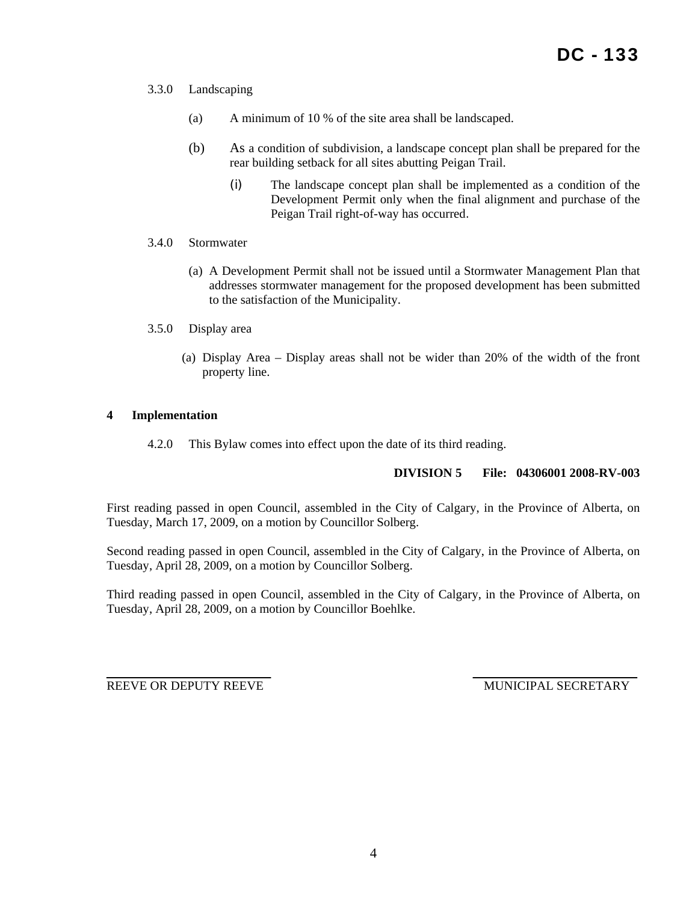3.3.0 Landscaping

(a) A minimum of 10 % of the site area shall be landscaped.

(b) As a condition of subdivision, a landscape concept plan shall be prepared for the rear building setback for all sites abutting Peigan Trail.

(i) The landscape concept plan shall be implemented as a condition of the Development Permit only when the final alignment and purchase of the Peigan Trail right-of-way has occurred.

3.4.0 Stormwater

(a) A Development Permit shall not be issued until a Stormwater Management Plan that addresses stormwater management for the proposed development has been submitted to the satisfaction of the Municipality.

3.5.0 Display area

(a) Display Area – Display areas shall not be wider than 20% of the width of the front property line.

## 4 Implementation

4.2.0 This Bylaw comes into effect upon the date of its third reading.

**DIVISION 5 File: 04306001 2008-RV-003**

First reading passed in open Council, assembled in the City of Calgary, in the Province of Alberta, on Tuesday, March 17, 2009, on a motion by Councillor Solberg.

Second reading passed in open Council, assembled in the City of Calgary, in the Province of Alberta, on Tuesday, April 28, 2009, on a motion by Councillor Solberg.

Third reading passed in open Council, assembled in the City of Calgary, in the Province of Alberta, on Tuesday, April 28, 2009, on a motion by Councillor Boehlke.

REEVE OR DEPUTY REEVE MUNICIPAL SECRETARY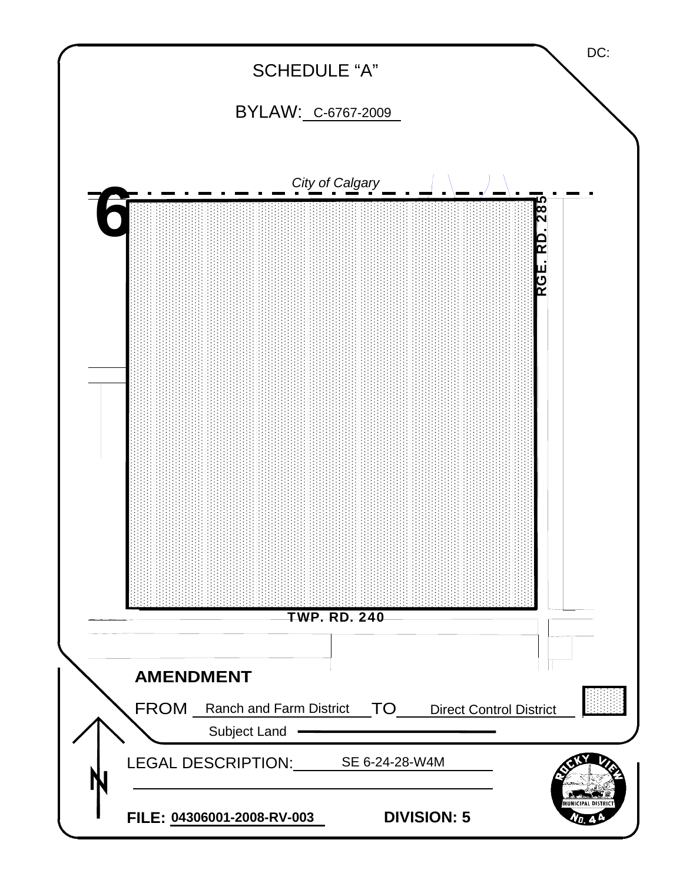DC:

# SCHEDULE "A"

BYLAW: C-6767-2009

*City of Calgary*

6

RGE. RD. 285

TWP. RD. 240

**AMENDMENT**

FROM Ranch and Farm District TO Direct Control District

Subject Land

LEGAL DESCRIPTION: SE 6-24-28-W4M

**FILE: 04306001-2008-RV-003** **DIVISION: 5**

ROCKY VIEW MUNICIPAL DISTRICT No. 44

N